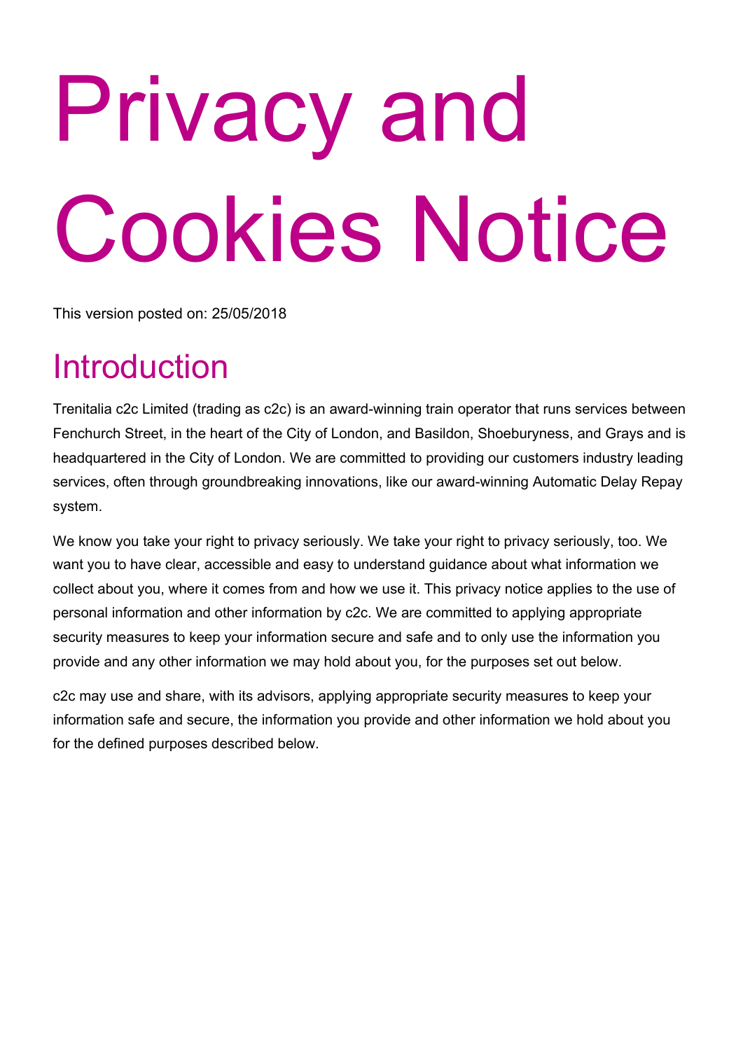# Privacy and Cookies Notice

This version posted on: 25/05/2018

## Introduction

Trenitalia c2c Limited (trading as c2c) is an award-winning train operator that runs services between Fenchurch Street, in the heart of the City of London, and Basildon, Shoeburyness, and Grays and is headquartered in the City of London. We are committed to providing our customers industry leading services, often through groundbreaking innovations, like our award-winning Automatic Delay Repay system.

We know you take your right to privacy seriously. We take your right to privacy seriously, too. We want you to have clear, accessible and easy to understand guidance about what information we collect about you, where it comes from and how we use it. This privacy notice applies to the use of personal information and other information by c2c. We are committed to applying appropriate security measures to keep your information secure and safe and to only use the information you provide and any other information we may hold about you, for the purposes set out below.

c2c may use and share, with its advisors, applying appropriate security measures to keep your information safe and secure, the information you provide and other information we hold about you for the defined purposes described below.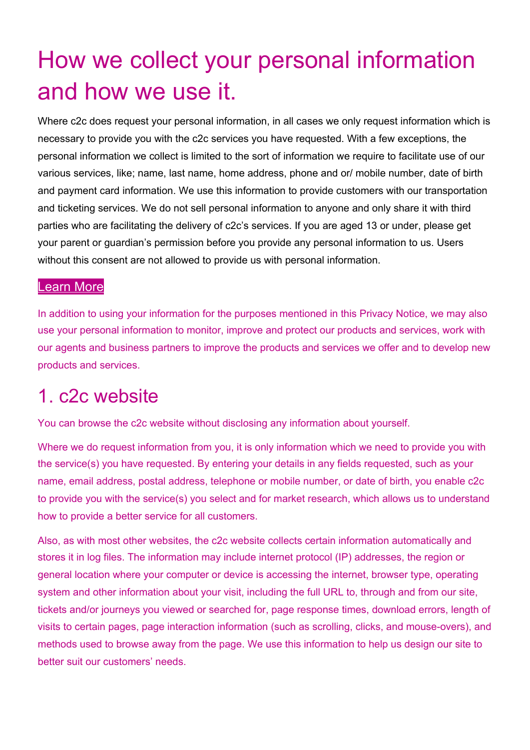# How we collect your personal information and how we use it.

Where c2c does request your personal information, in all cases we only request information which is necessary to provide you with the c2c services you have requested. With a few exceptions, the personal information we collect is limited to the sort of information we require to facilitate use of our various services, like; name, last name, home address, phone and or/ mobile number, date of birth and payment card information. We use this information to provide customers with our transportation and ticketing services. We do not sell personal information to anyone and only share it with third parties who are facilitating the delivery of c2c's services. If you are aged 13 or under, please get your parent or guardian's permission before you provide any personal information to us. Users without this consent are not allowed to provide us with personal information.

Learn More

In addition to using your information for the purposes mentioned in this Privacy Notice, we may also use your personal information to monitor, improve and protect our products and services, work with our agents and business partners to improve the products and services we offer and to develop new products and services.

## 1. c2c website

You can browse the c2c website without disclosing any information about yourself.

Where we do request information from you, it is only information which we need to provide you with the service(s) you have requested. By entering your details in any fields requested, such as your name, email address, postal address, telephone or mobile number, or date of birth, you enable c2c to provide you with the service(s) you select and for market research, which allows us to understand how to provide a better service for all customers.

Also, as with most other websites, the c2c website collects certain information automatically and stores it in log files. The information may include internet protocol (IP) addresses, the region or general location where your computer or device is accessing the internet, browser type, operating system and other information about your visit, including the full URL to, through and from our site, tickets and/or journeys you viewed or searched for, page response times, download errors, length of visits to certain pages, page interaction information (such as scrolling, clicks, and mouse-overs), and methods used to browse away from the page. We use this information to help us design our site to better suit our customers' needs.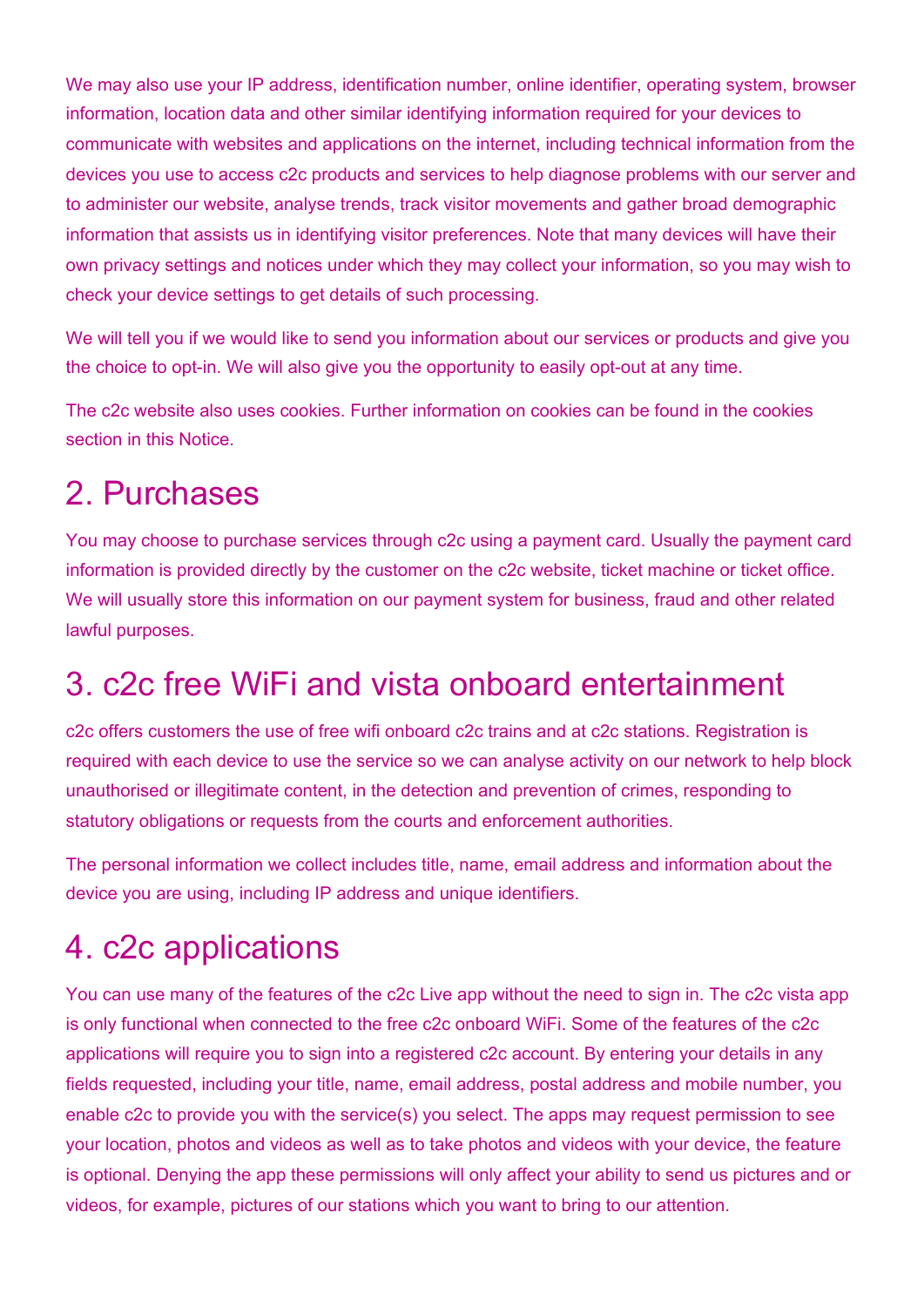We may also use your IP address, identification number, online identifier, operating system, browser information, location data and other similar identifying information required for your devices to communicate with websites and applications on the internet, including technical information from the devices you use to access c2c products and services to help diagnose problems with our server and to administer our website, analyse trends, track visitor movements and gather broad demographic information that assists us in identifying visitor preferences. Note that many devices will have their own privacy settings and notices under which they may collect your information, so you may wish to check your device settings to get details of such processing.

We will tell you if we would like to send you information about our services or products and give you the choice to opt-in. We will also give you the opportunity to easily opt-out at any time.

The c2c website also uses cookies. Further information on cookies can be found in the cookies section in this Notice.

## 2. Purchases

You may choose to purchase services through c2c using a payment card. Usually the payment card information is provided directly by the customer on the c2c website, ticket machine or ticket office. We will usually store this information on our payment system for business, fraud and other related lawful purposes.

## 3. c2c free WiFi and vista onboard entertainment

c2c offers customers the use of free wifi onboard c2c trains and at c2c stations. Registration is required with each device to use the service so we can analyse activity on our network to help block unauthorised or illegitimate content, in the detection and prevention of crimes, responding to statutory obligations or requests from the courts and enforcement authorities.

The personal information we collect includes title, name, email address and information about the device you are using, including IP address and unique identifiers.

## 4. c2c applications

You can use many of the features of the c2c Live app without the need to sign in. The c2c vista app is only functional when connected to the free c2c onboard WiFi. Some of the features of the c2c applications will require you to sign into a registered c2c account. By entering your details in any fields requested, including your title, name, email address, postal address and mobile number, you enable c2c to provide you with the service(s) you select. The apps may request permission to see your location, photos and videos as well as to take photos and videos with your device, the feature is optional. Denying the app these permissions will only affect your ability to send us pictures and or videos, for example, pictures of our stations which you want to bring to our attention.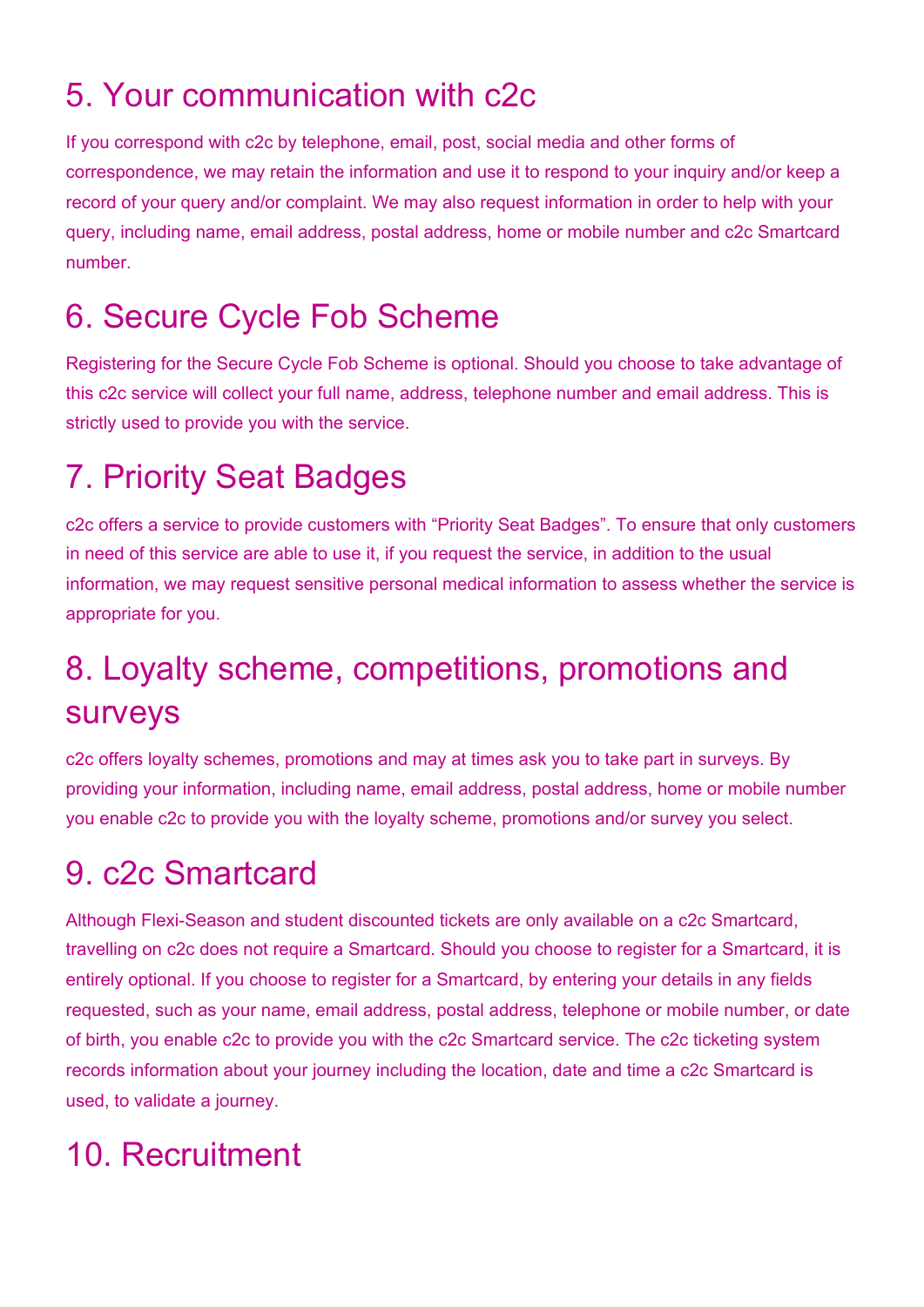## 5. Your communication with c2c

If you correspond with c2c by telephone, email, post, social media and other forms of correspondence, we may retain the information and use it to respond to your inquiry and/or keep a record of your query and/or complaint. We may also request information in order to help with your query, including name, email address, postal address, home or mobile number and c2c Smartcard number.

## 6. Secure Cycle Fob Scheme

Registering for the Secure Cycle Fob Scheme is optional. Should you choose to take advantage of this c2c service will collect your full name, address, telephone number and email address. This is strictly used to provide you with the service.

## 7. Priority Seat Badges

c2c offers a service to provide customers with “Priority Seat Badges”. To ensure that only customers in need of this service are able to use it, if you request the service, in addition to the usual information, we may request sensitive personal medical information to assess whether the service is appropriate for you.

## 8. Loyalty scheme, competitions, promotions and surveys

c2c offers loyalty schemes, promotions and may at times ask you to take part in surveys. By providing your information, including name, email address, postal address, home or mobile number you enable c2c to provide you with the loyalty scheme, promotions and/or survey you select.

## 9. c2c Smartcard

Although Flexi-Season and student discounted tickets are only available on a c2c Smartcard, travelling on c2c does not require a Smartcard. Should you choose to register for a Smartcard, it is entirely optional. If you choose to register for a Smartcard, by entering your details in any fields requested, such as your name, email address, postal address, telephone or mobile number, or date of birth, you enable c2c to provide you with the c2c Smartcard service. The c2c ticketing system records information about your journey including the location, date and time a c2c Smartcard is used, to validate a journey.

## 10. Recruitment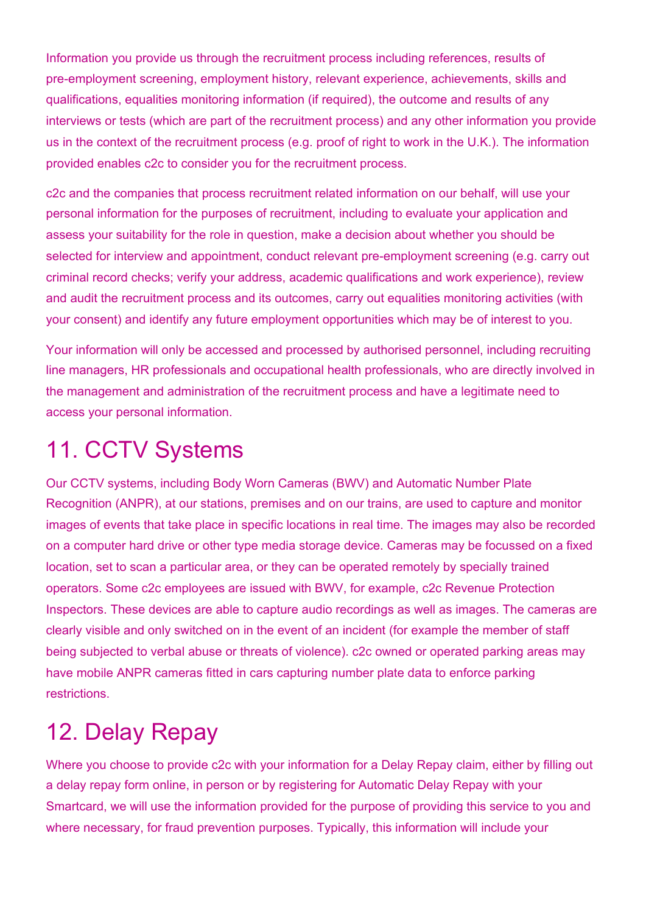Information you provide us through the recruitment process including references, results of pre-employment screening, employment history, relevant experience, achievements, skills and qualifications, equalities monitoring information (if required), the outcome and results of any interviews or tests (which are part of the recruitment process) and any other information you provide us in the context of the recruitment process (e.g. proof of right to work in the U.K.). The information provided enables c2c to consider you for the recruitment process.

c2c and the companies that process recruitment related information on our behalf, will use your personal information for the purposes of recruitment, including to evaluate your application and assess your suitability for the role in question, make a decision about whether you should be selected for interview and appointment, conduct relevant pre-employment screening (e.g. carry out criminal record checks; verify your address, academic qualifications and work experience), review and audit the recruitment process and its outcomes, carry out equalities monitoring activities (with your consent) and identify any future employment opportunities which may be of interest to you.

Your information will only be accessed and processed by authorised personnel, including recruiting line managers, HR professionals and occupational health professionals, who are directly involved in the management and administration of the recruitment process and have a legitimate need to access your personal information.

## 11. CCTV Systems

Our CCTV systems, including Body Worn Cameras (BWV) and Automatic Number Plate Recognition (ANPR), at our stations, premises and on our trains, are used to capture and monitor images of events that take place in specific locations in real time. The images may also be recorded on a computer hard drive or other type media storage device. Cameras may be focussed on a fixed location, set to scan a particular area, or they can be operated remotely by specially trained operators. Some c2c employees are issued with BWV, for example, c2c Revenue Protection Inspectors. These devices are able to capture audio recordings as well as images. The cameras are clearly visible and only switched on in the event of an incident (for example the member of staff being subjected to verbal abuse or threats of violence). c2c owned or operated parking areas may have mobile ANPR cameras fitted in cars capturing number plate data to enforce parking restrictions.

## 12. Delay Repay

Where you choose to provide c2c with your information for a Delay Repay claim, either by filling out a delay repay form online, in person or by registering for Automatic Delay Repay with your Smartcard, we will use the information provided for the purpose of providing this service to you and where necessary, for fraud prevention purposes. Typically, this information will include your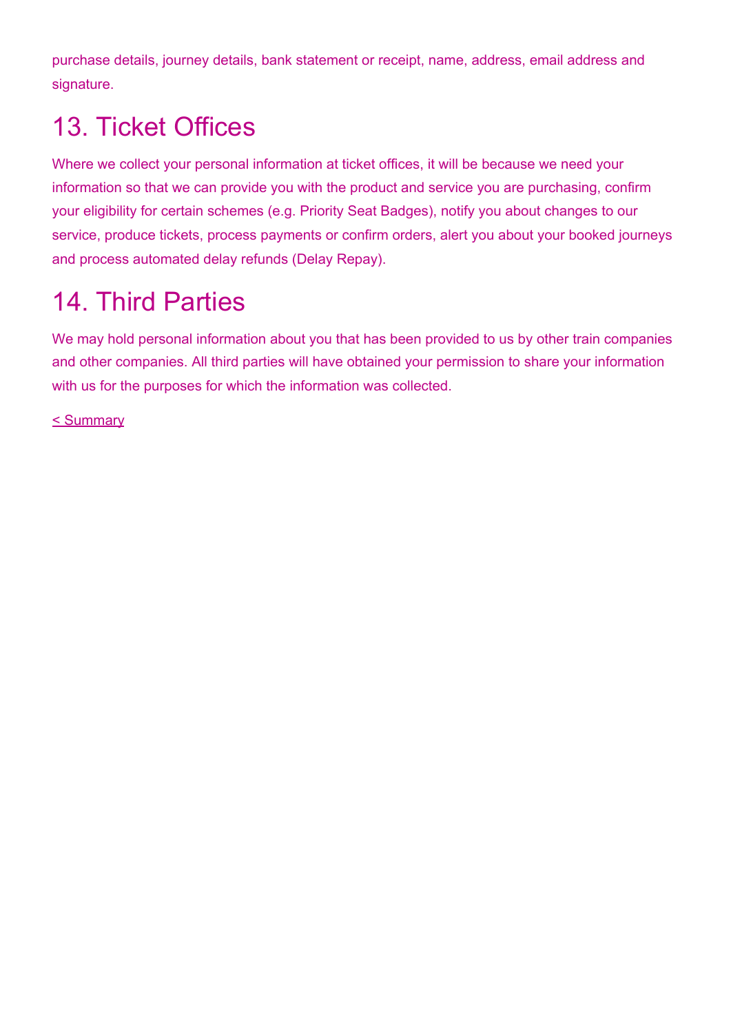purchase details, journey details, bank statement or receipt, name, address, email address and signature.

## 13. Ticket Offices

Where we collect your personal information at ticket offices, it will be because we need your information so that we can provide you with the product and service you are purchasing, confirm your eligibility for certain schemes (e.g. Priority Seat Badges), notify you about changes to our service, produce tickets, process payments or confirm orders, alert you about your booked journeys and process automated delay refunds (Delay Repay).

## 14. Third Parties

We may hold personal information about you that has been provided to us by other train companies and other companies. All third parties will have obtained your permission to share your information with us for the purposes for which the information was collected.

< Summary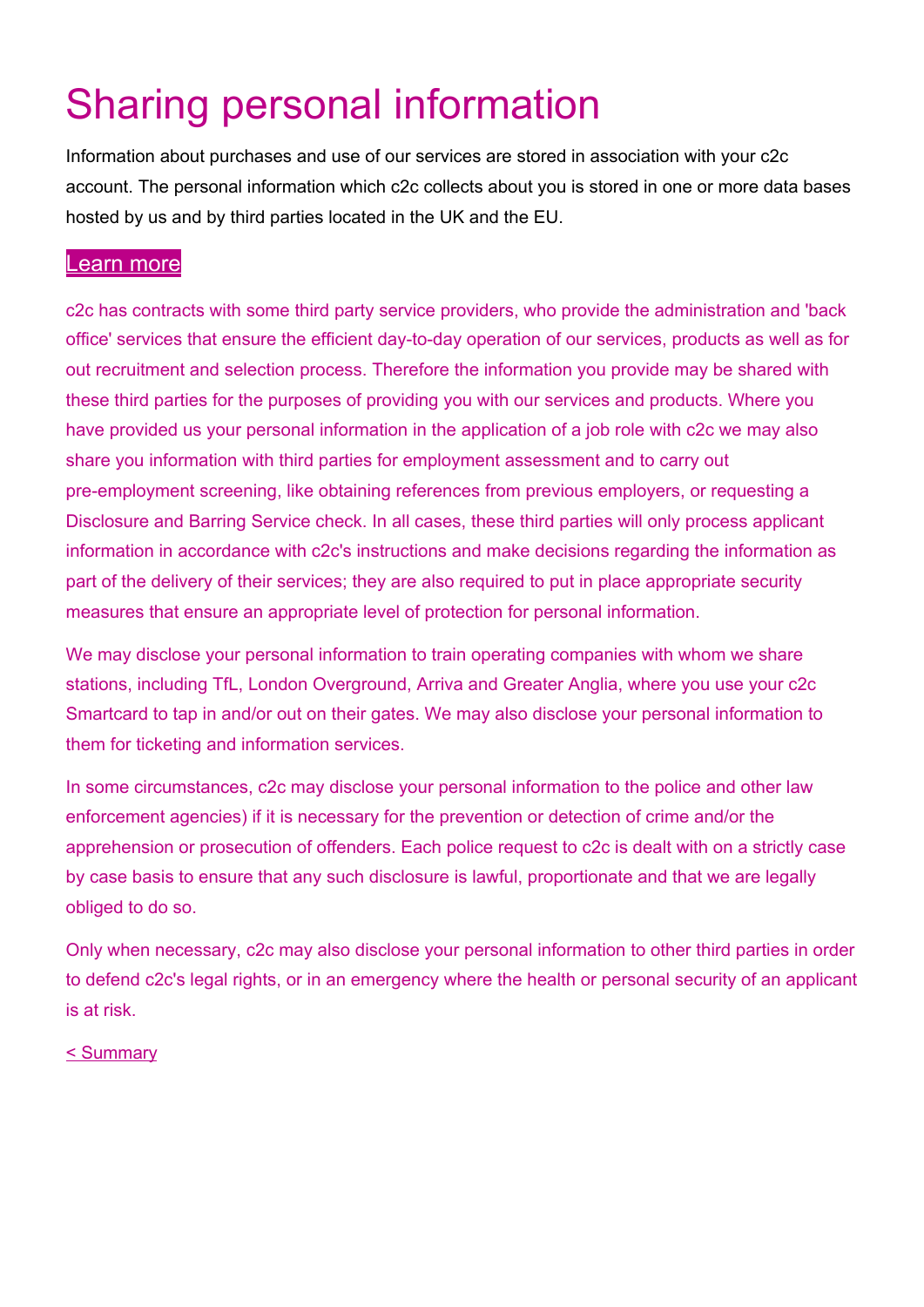# Sharing personal information

Information about purchases and use of our services are stored in association with your c2c account. The personal information which c2c collects about you is stored in one or more data bases hosted by us and by third parties located in the UK and the EU.

Learn more

c2c has contracts with some third party service providers, who provide the administration and 'back office' services that ensure the efficient day-to-day operation of our services, products as well as for out recruitment and selection process. Therefore the information you provide may be shared with these third parties for the purposes of providing you with our services and products. Where you have provided us your personal information in the application of a job role with c2c we may also share you information with third parties for employment assessment and to carry out pre-employment screening, like obtaining references from previous employers, or requesting a Disclosure and Barring Service check. In all cases, these third parties will only process applicant information in accordance with c2c's instructions and make decisions regarding the information as part of the delivery of their services; they are also required to put in place appropriate security measures that ensure an appropriate level of protection for personal information.

We may disclose your personal information to train operating companies with whom we share stations, including TfL, London Overground, Arriva and Greater Anglia, where you use your c2c Smartcard to tap in and/or out on their gates. We may also disclose your personal information to them for ticketing and information services.

In some circumstances, c2c may disclose your personal information to the police and other law enforcement agencies) if it is necessary for the prevention or detection of crime and/or the apprehension or prosecution of offenders. Each police request to c2c is dealt with on a strictly case by case basis to ensure that any such disclosure is lawful, proportionate and that we are legally obliged to do so.

Only when necessary, c2c may also disclose your personal information to other third parties in order to defend c2c's legal rights, or in an emergency where the health or personal security of an applicant is at risk.

< Summary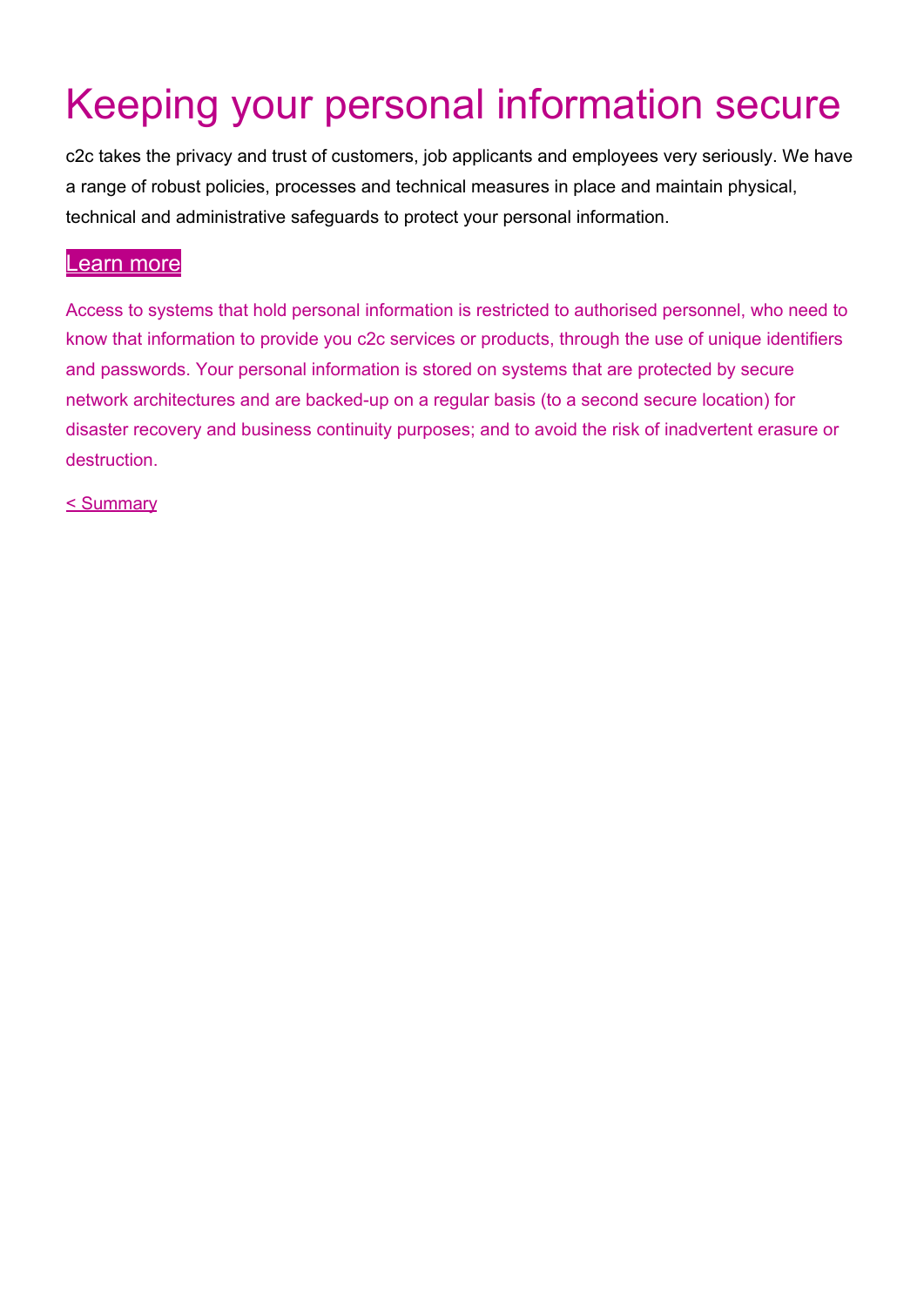# Keeping your personal information secure

c2c takes the privacy and trust of customers, job applicants and employees very seriously. We have a range of robust policies, processes and technical measures in place and maintain physical, technical and administrative safeguards to protect your personal information.

Learn more

Access to systems that hold personal information is restricted to authorised personnel, who need to know that information to provide you c2c services or products, through the use of unique identifiers and passwords. Your personal information is stored on systems that are protected by secure network architectures and are backed-up on a regular basis (to a second secure location) for disaster recovery and business continuity purposes; and to avoid the risk of inadvertent erasure or destruction.

< Summary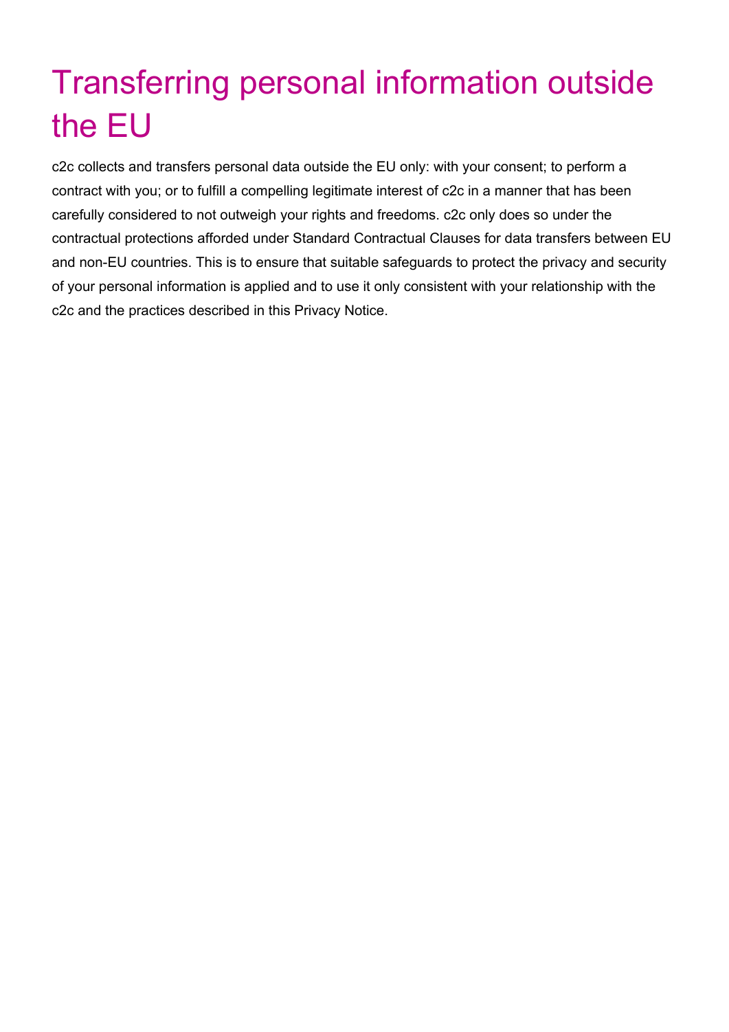# Transferring personal information outside the EU

c2c collects and transfers personal data outside the EU only: with your consent; to perform a contract with you; or to fulfill a compelling legitimate interest of c2c in a manner that has been carefully considered to not outweigh your rights and freedoms. c2c only does so under the contractual protections afforded under Standard Contractual Clauses for data transfers between EU and non-EU countries. This is to ensure that suitable safeguards to protect the privacy and security of your personal information is applied and to use it only consistent with your relationship with the c2c and the practices described in this Privacy Notice.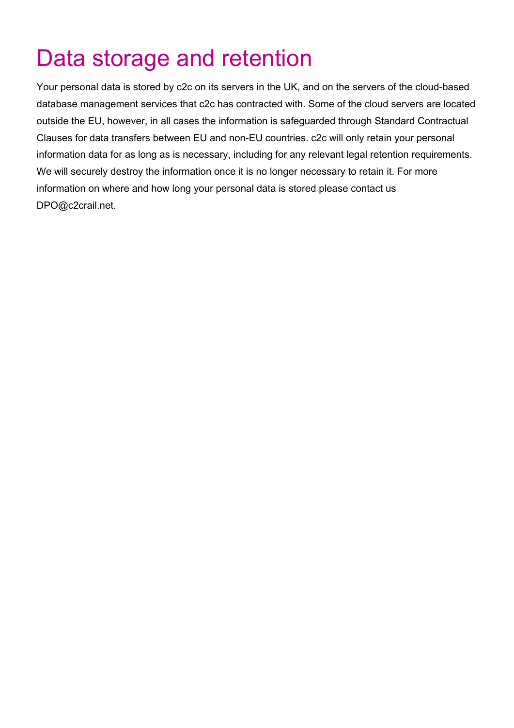# Data storage and retention

Your personal data is stored by c2c on its servers in the UK, and on the servers of the cloud-based database management services that c2c has contracted with. Some of the cloud servers are located outside the EU, however, in all cases the information is safeguarded through Standard Contractual Clauses for data transfers between EU and non-EU countries. c2c will only retain your personal information data for as long as is necessary, including for any relevant legal retention requirements. We will securely destroy the information once it is no longer necessary to retain it. For more information on where and how long your personal data is stored please contact us DPO@c2crail.net.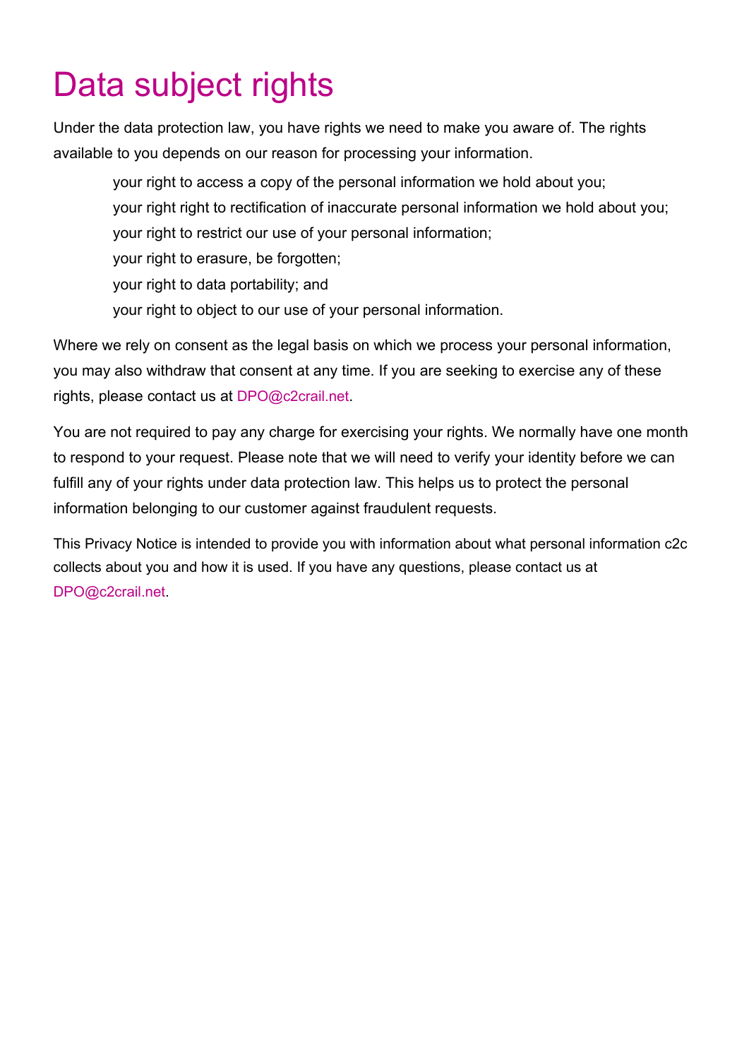# Data subject rights

Under the data protection law, you have rights we need to make you aware of. The rights available to you depends on our reason for processing your information.

- your right to access a copy of the personal information we hold about you;
- your right right to rectification of inaccurate personal information we hold about you;
- your right to restrict our use of your personal information;
- your right to erasure, be forgotten;
- your right to data portability; and
- your right to object to our use of your personal information.

Where we rely on consent as the legal basis on which we process your personal information, you may also withdraw that consent at any time. If you are seeking to exercise any of these rights, please contact us at DPO@c2crail.net.

You are not required to pay any charge for exercising your rights. We normally have one month to respond to your request. Please note that we will need to verify your identity before we can fulfill any of your rights under data protection law. This helps us to protect the personal information belonging to our customer against fraudulent requests.

This Privacy Notice is intended to provide you with information about what personal information c2c collects about you and how it is used. If you have any questions, please contact us at DPO@c2crail.net.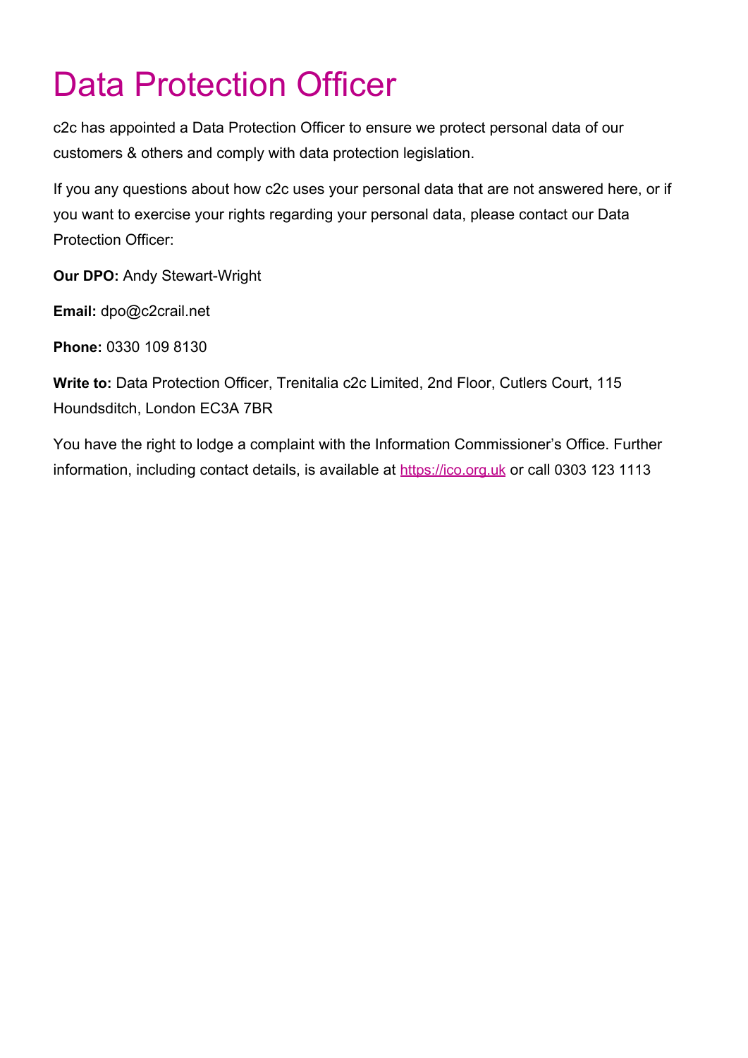# Data Protection Officer

c2c has appointed a Data Protection Officer to ensure we protect personal data of our customers & others and comply with data protection legislation.

If you any questions about how c2c uses your personal data that are not answered here, or if you want to exercise your rights regarding your personal data, please contact our Data Protection Officer:

**Our DPO:** Andy Stewart-Wright

**Email:** dpo@c2crail.net

**Phone:** 0330 109 8130

**Write to:** Data Protection Officer, Trenitalia c2c Limited, 2nd Floor, Cutlers Court, 115 Houndsditch, London EC3A 7BR

You have the right to lodge a complaint with the Information Commissioner's Office. Further information, including contact details, is available at [https://ico.org.uk](https://ico.org.uk) or call 0303 123 1113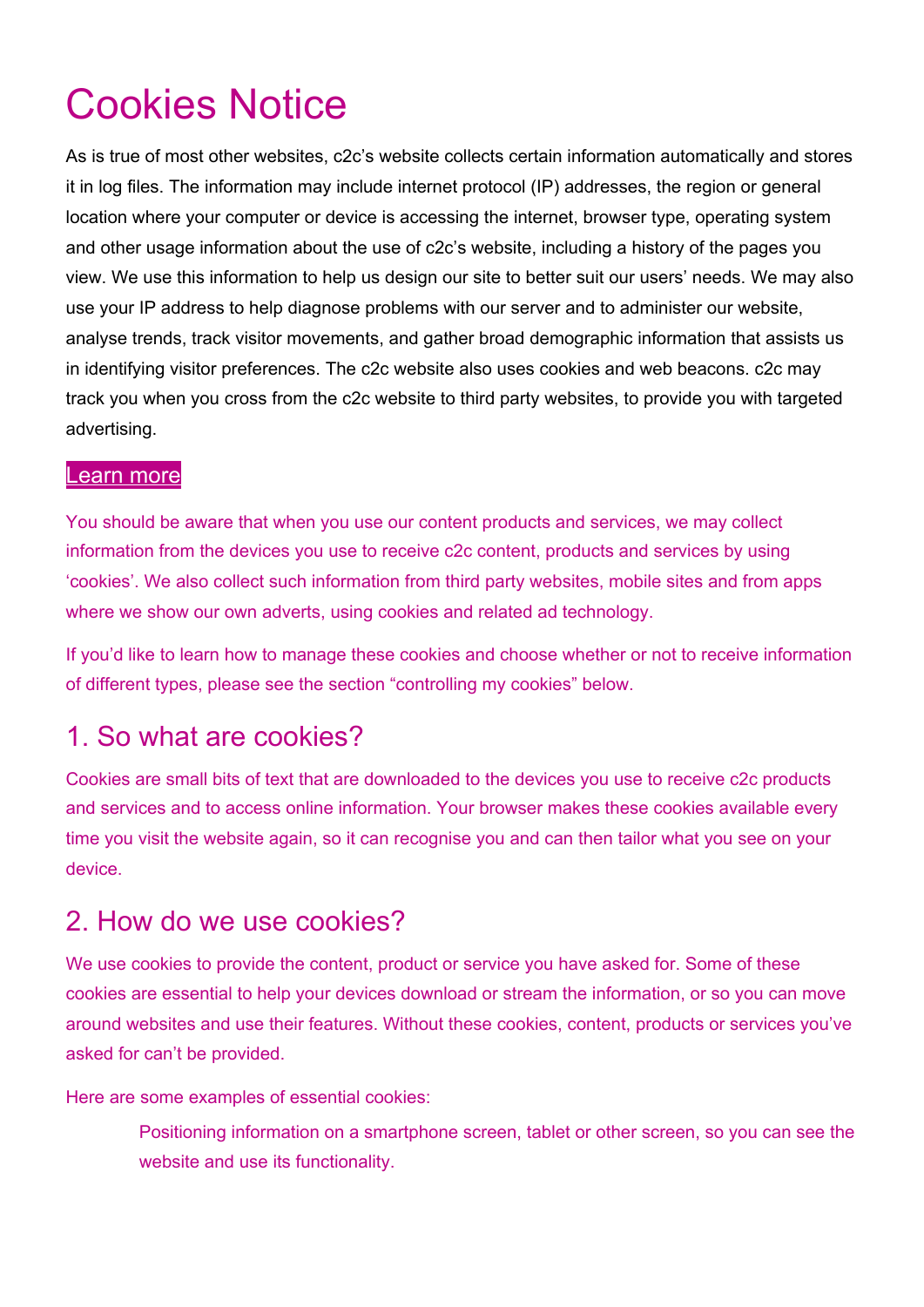# Cookies Notice

As is true of most other websites, c2c's website collects certain information automatically and stores it in log files. The information may include internet protocol (IP) addresses, the region or general location where your computer or device is accessing the internet, browser type, operating system and other usage information about the use of c2c's website, including a history of the pages you view. We use this information to help us design our site to better suit our users' needs. We may also use your IP address to help diagnose problems with our server and to administer our website, analyse trends, track visitor movements, and gather broad demographic information that assists us in identifying visitor preferences. The c2c website also uses cookies and web beacons. c2c may track you when you cross from the c2c website to third party websites, to provide you with targeted advertising.

Learn more

You should be aware that when you use our content products and services, we may collect information from the devices you use to receive c2c content, products and services by using 'cookies'. We also collect such information from third party websites, mobile sites and from apps where we show our own adverts, using cookies and related ad technology.

If you'd like to learn how to manage these cookies and choose whether or not to receive information of different types, please see the section "controlling my cookies" below.

## 1. So what are cookies?

Cookies are small bits of text that are downloaded to the devices you use to receive c2c products and services and to access online information. Your browser makes these cookies available every time you visit the website again, so it can recognise you and can then tailor what you see on your device.

## 2. How do we use cookies?

We use cookies to provide the content, product or service you have asked for. Some of these cookies are essential to help your devices download or stream the information, or so you can move around websites and use their features. Without these cookies, content, products or services you've asked for can't be provided.

Here are some examples of essential cookies:

> Positioning information on a smartphone screen, tablet or other screen, so you can see the website and use its functionality.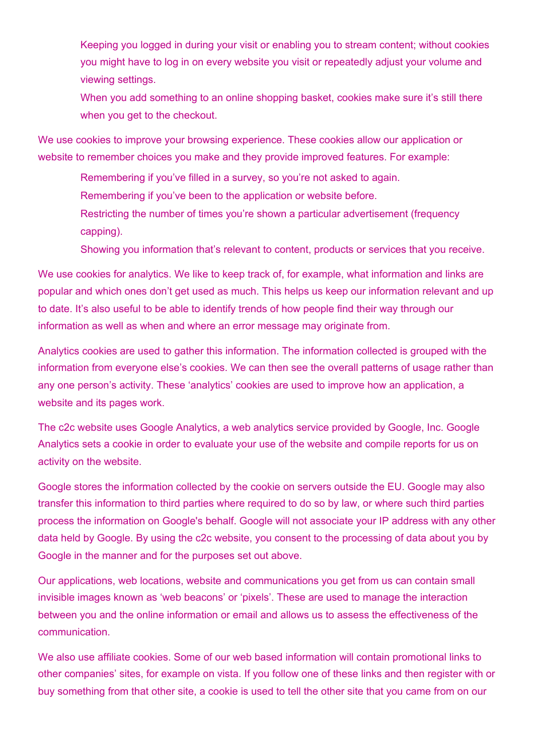- Keeping you logged in during your visit or enabling you to stream content; without cookies you might have to log in on every website you visit or repeatedly adjust your volume and viewing settings.
- When you add something to an online shopping basket, cookies make sure it's still there when you get to the checkout.

We use cookies to improve your browsing experience. These cookies allow our application or website to remember choices you make and they provide improved features. For example:

- Remembering if you've filled in a survey, so you're not asked to again.
- Remembering if you've been to the application or website before.
- Restricting the number of times you're shown a particular advertisement (frequency capping).
- Showing you information that's relevant to content, products or services that you receive.

We use cookies for analytics. We like to keep track of, for example, what information and links are popular and which ones don't get used as much. This helps us keep our information relevant and up to date. It's also useful to be able to identify trends of how people find their way through our information as well as when and where an error message may originate from.

Analytics cookies are used to gather this information. The information collected is grouped with the information from everyone else's cookies. We can then see the overall patterns of usage rather than any one person's activity. These 'analytics' cookies are used to improve how an application, a website and its pages work.

The c2c website uses Google Analytics, a web analytics service provided by Google, Inc. Google Analytics sets a cookie in order to evaluate your use of the website and compile reports for us on activity on the website.

Google stores the information collected by the cookie on servers outside the EU. Google may also transfer this information to third parties where required to do so by law, or where such third parties process the information on Google's behalf. Google will not associate your IP address with any other data held by Google. By using the c2c website, you consent to the processing of data about you by Google in the manner and for the purposes set out above.

Our applications, web locations, website and communications you get from us can contain small invisible images known as 'web beacons' or 'pixels'. These are used to manage the interaction between you and the online information or email and allows us to assess the effectiveness of the communication.

We also use affiliate cookies. Some of our web based information will contain promotional links to other companies' sites, for example on vista. If you follow one of these links and then register with or buy something from that other site, a cookie is used to tell the other site that you came from on our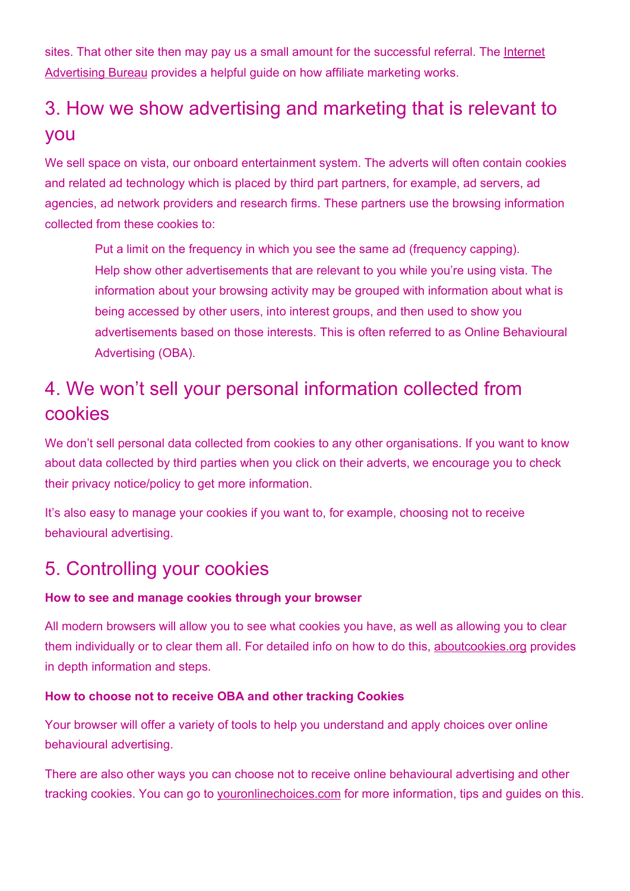sites. That other site then may pay us a small amount for the successful referral. The Internet Advertising Bureau provides a helpful guide on how affiliate marketing works.

## 3. How we show advertising and marketing that is relevant to you

We sell space on vista, our onboard entertainment system. The adverts will often contain cookies and related ad technology which is placed by third part partners, for example, ad servers, ad agencies, ad network providers and research firms. These partners use the browsing information collected from these cookies to:

- Put a limit on the frequency in which you see the same ad (frequency capping).
- Help show other advertisements that are relevant to you while you're using vista. The information about your browsing activity may be grouped with information about what is being accessed by other users, into interest groups, and then used to show you advertisements based on those interests. This is often referred to as Online Behavioural Advertising (OBA).

## 4. We won't sell your personal information collected from cookies

We don't sell personal data collected from cookies to any other organisations. If you want to know about data collected by third parties when you click on their adverts, we encourage you to check their privacy notice/policy to get more information.

It's also easy to manage your cookies if you want to, for example, choosing not to receive behavioural advertising.

## 5. Controlling your cookies

**How to see and manage cookies through your browser**

All modern browsers will allow you to see what cookies you have, as well as allowing you to clear them individually or to clear them all. For detailed info on how to do this, aboutcookies.org provides in depth information and steps.

**How to choose not to receive OBA and other tracking Cookies**

Your browser will offer a variety of tools to help you understand and apply choices over online behavioural advertising.

There are also other ways you can choose not to receive online behavioural advertising and other tracking cookies. You can go to youronlinechoices.com for more information, tips and guides on this.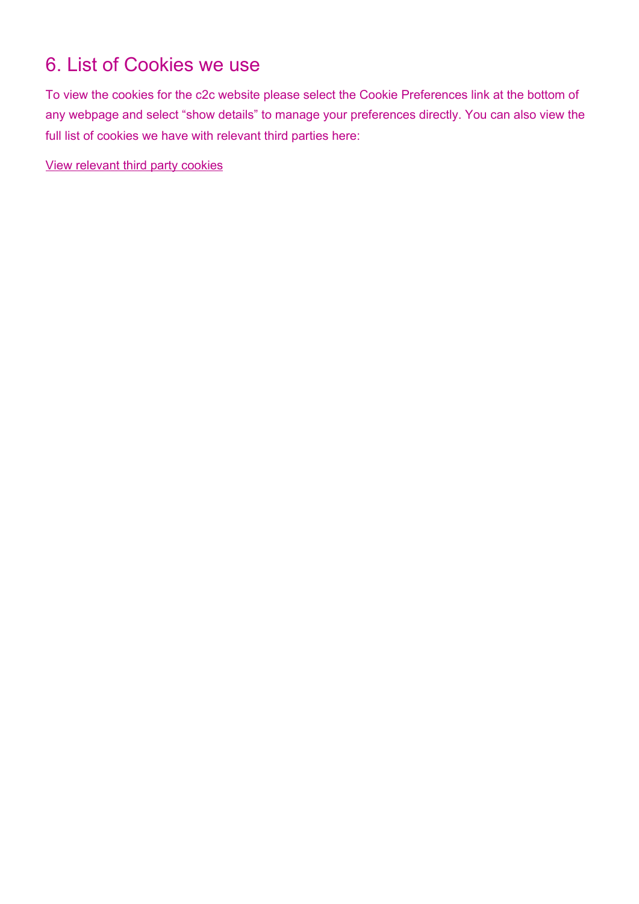## 6. List of Cookies we use

To view the cookies for the c2c website please select the Cookie Preferences link at the bottom of any webpage and select “show details” to manage your preferences directly. You can also view the full list of cookies we have with relevant third parties here:

View relevant third party cookies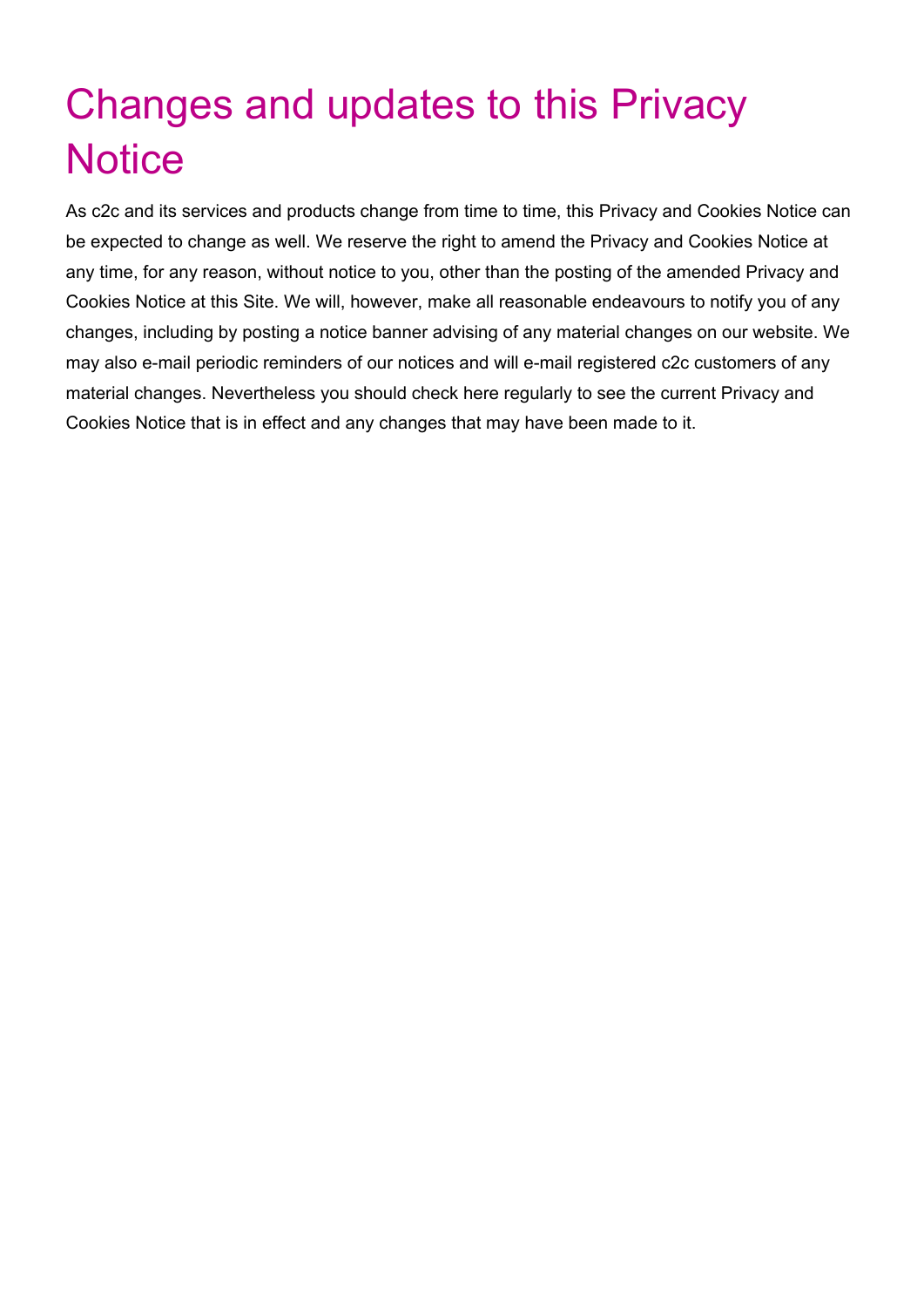# Changes and updates to this Privacy Notice

As c2c and its services and products change from time to time, this Privacy and Cookies Notice can be expected to change as well. We reserve the right to amend the Privacy and Cookies Notice at any time, for any reason, without notice to you, other than the posting of the amended Privacy and Cookies Notice at this Site. We will, however, make all reasonable endeavours to notify you of any changes, including by posting a notice banner advising of any material changes on our website. We may also e-mail periodic reminders of our notices and will e-mail registered c2c customers of any material changes. Nevertheless you should check here regularly to see the current Privacy and Cookies Notice that is in effect and any changes that may have been made to it.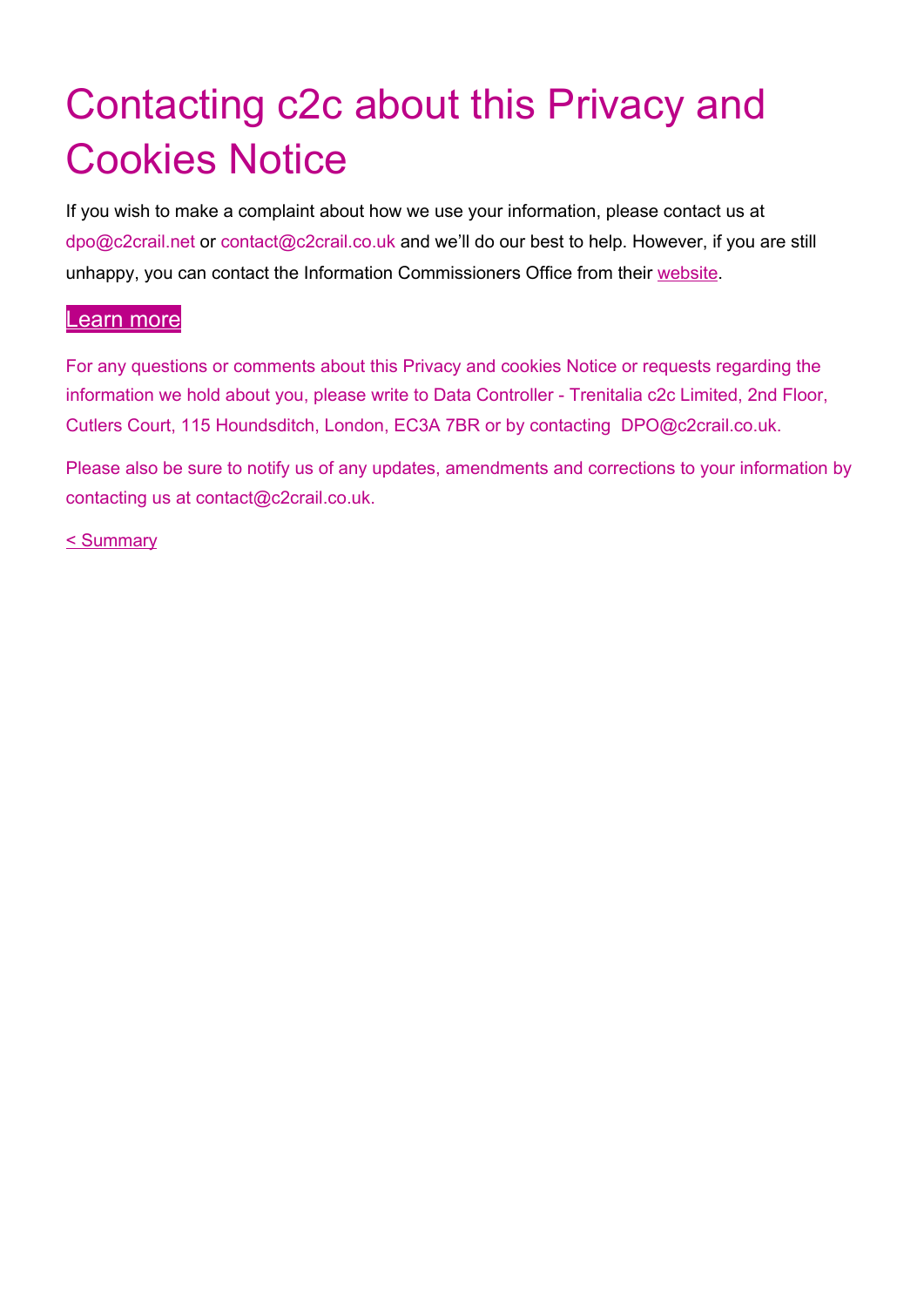# Contacting c2c about this Privacy and Cookies Notice

If you wish to make a complaint about how we use your information, please contact us at dpo@c2crail.net or contact@c2crail.co.uk and we'll do our best to help. However, if you are still unhappy, you can contact the Information Commissioners Office from their website.

Learn more

For any questions or comments about this Privacy and cookies Notice or requests regarding the information we hold about you, please write to Data Controller - Trenitalia c2c Limited, 2nd Floor, Cutlers Court, 115 Houndsditch, London, EC3A 7BR or by contacting DPO@c2crail.co.uk.

Please also be sure to notify us of any updates, amendments and corrections to your information by contacting us at contact@c2crail.co.uk.

< Summary